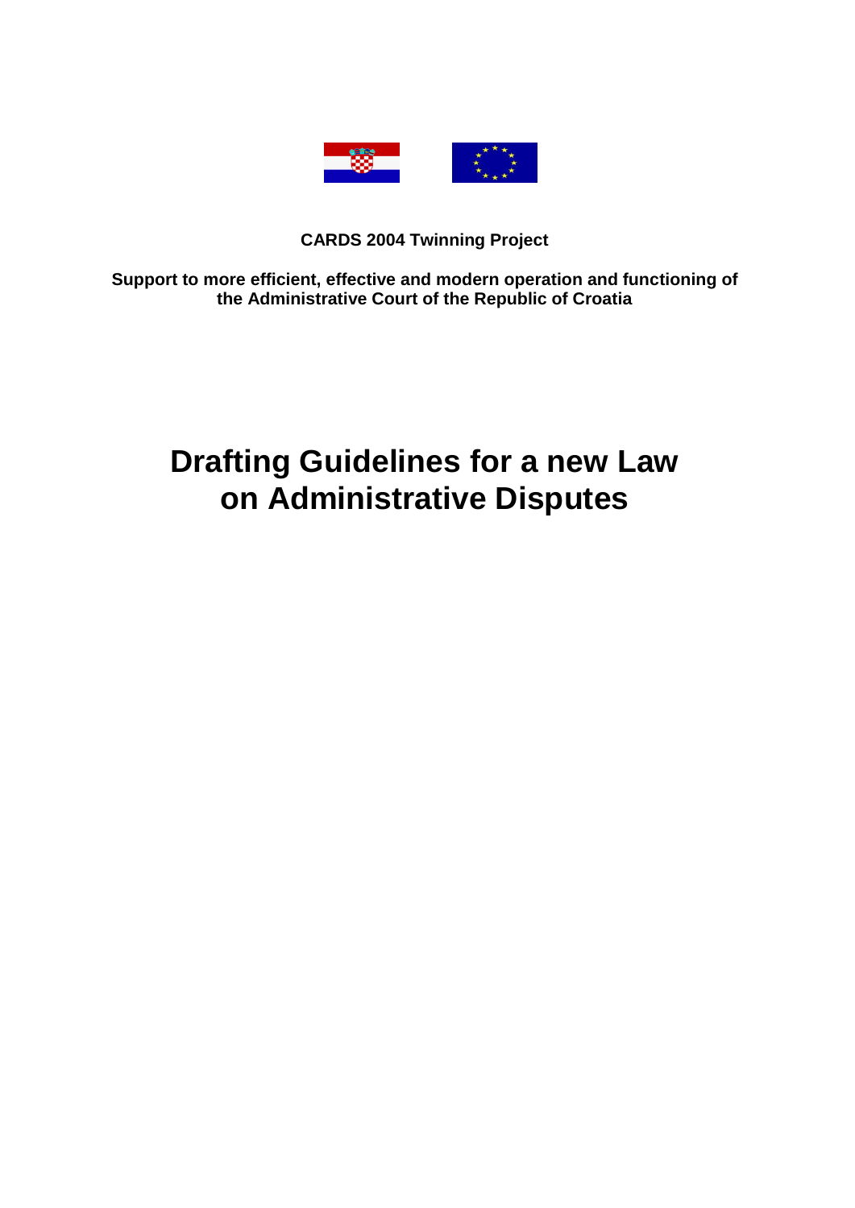**CARDS 2004 Twinning Project**

**Support to more efficient, effective and modern operation and functioning of the Administrative Court of the Republic of Croatia**

# Drafting Guidelines for a new Law on Administrative Disputes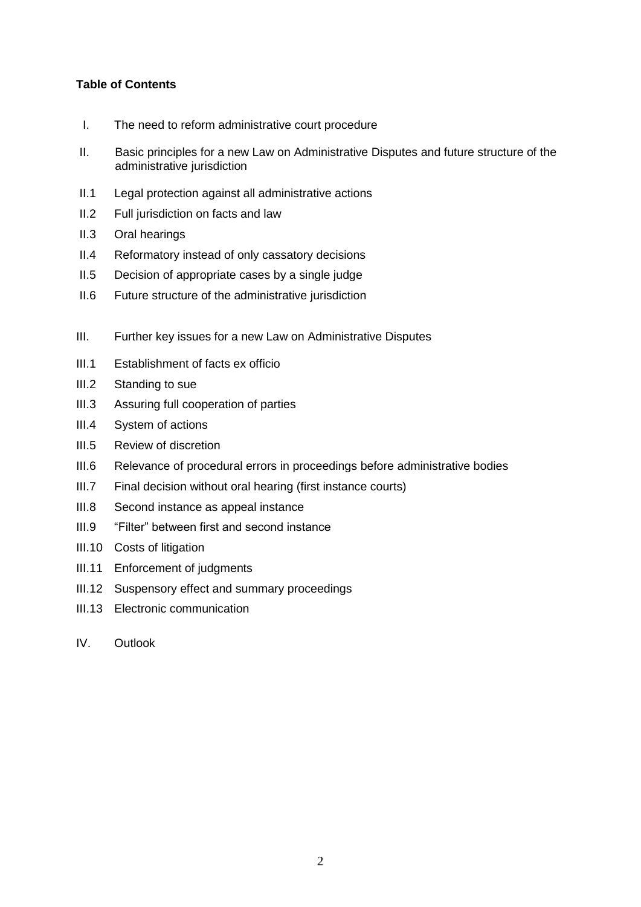**Table of Contents**

I. The need to reform administrative court procedure

II. Basic principles for a new Law on Administrative Disputes and future structure of the administrative jurisdiction

II.1 Legal protection against all administrative actions

II.2 Full jurisdiction on facts and law

II.3 Oral hearings

II.4 Reformatory instead of only cassatory decisions

II.5 Decision of appropriate cases by a single judge

II.6 Future structure of the administrative jurisdiction

III. Further key issues for a new Law on Administrative Disputes

III.1 Establishment of facts ex officio

III.2 Standing to sue

III.3 Assuring full cooperation of parties

III.4 System of actions

III.5 Review of discretion

III.6 Relevance of procedural errors in proceedings before administrative bodies

III.7 Final decision without oral hearing (first instance courts)

III.8 Second instance as appeal instance

III.9 "Filter" between first and second instance

III.10 Costs of litigation

III.11 Enforcement of judgments

III.12 Suspensory effect and summary proceedings

III.13 Electronic communication

IV. Outlook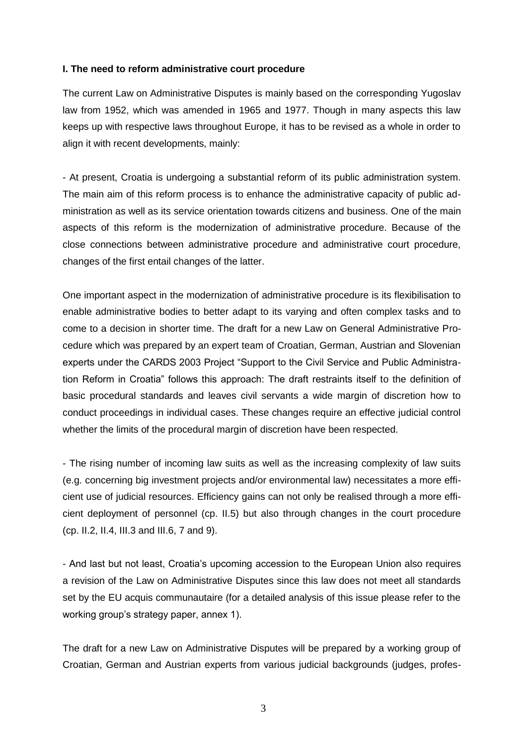**I. The need to reform administrative court procedure**

The current Law on Administrative Disputes is mainly based on the corresponding Yugoslav law from 1952, which was amended in 1965 and 1977. Though in many aspects this law keeps up with respective laws throughout Europe, it has to be revised as a whole in order to align it with recent developments, mainly:

- At present, Croatia is undergoing a substantial reform of its public administration system. The main aim of this reform process is to enhance the administrative capacity of public administration as well as its service orientation towards citizens and business. One of the main aspects of this reform is the modernization of administrative procedure. Because of the close connections between administrative procedure and administrative court procedure, changes of the first entail changes of the latter.

One important aspect in the modernization of administrative procedure is its flexibilisation to enable administrative bodies to better adapt to its varying and often complex tasks and to come to a decision in shorter time. The draft for a new Law on General Administrative Procedure which was prepared by an expert team of Croatian, German, Austrian and Slovenian experts under the CARDS 2003 Project "Support to the Civil Service and Public Administration Reform in Croatia" follows this approach: The draft restraints itself to the definition of basic procedural standards and leaves civil servants a wide margin of discretion how to conduct proceedings in individual cases. These changes require an effective judicial control whether the limits of the procedural margin of discretion have been respected.

- The rising number of incoming law suits as well as the increasing complexity of law suits (e.g. concerning big investment projects and/or environmental law) necessitates a more efficient use of judicial resources. Efficiency gains can not only be realised through a more efficient deployment of personnel (cp. II.5) but also through changes in the court procedure (cp. II.2, II.4, III.3 and III.6, 7 and 9).

- And last but not least, Croatia's upcoming accession to the European Union also requires a revision of the Law on Administrative Disputes since this law does not meet all standards set by the EU acquis communautaire (for a detailed analysis of this issue please refer to the working group's strategy paper, annex 1).

The draft for a new Law on Administrative Disputes will be prepared by a working group of Croatian, German and Austrian experts from various judicial backgrounds (judges, profes-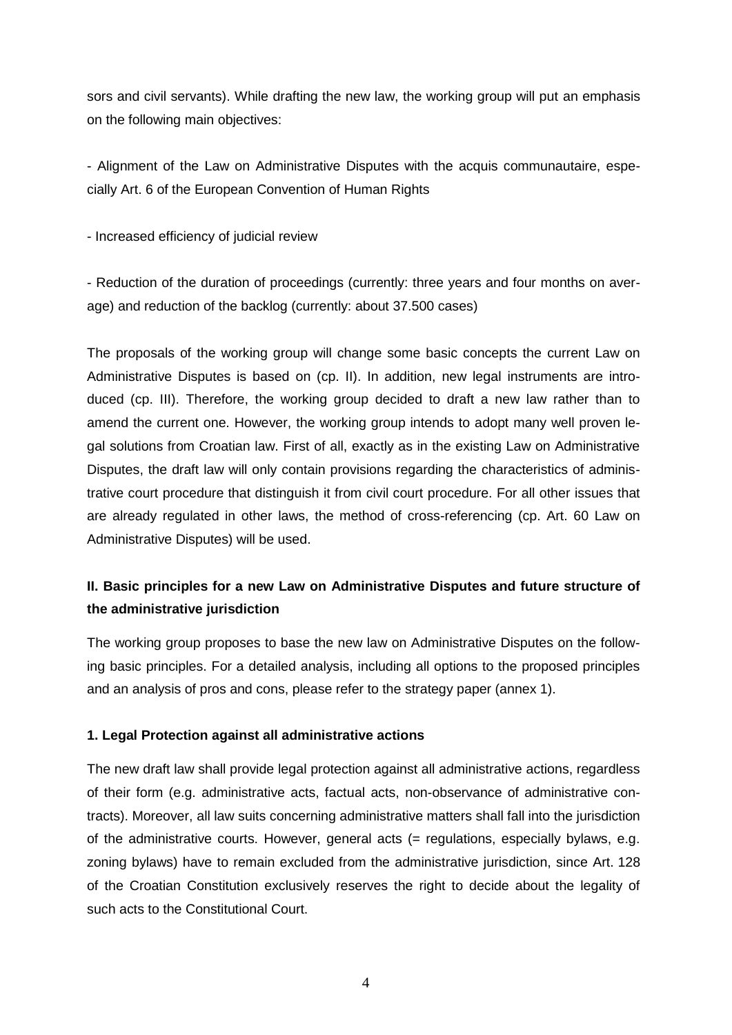sors and civil servants). While drafting the new law, the working group will put an emphasis on the following main objectives:

- Alignment of the Law on Administrative Disputes with the acquis communautaire, especially Art. 6 of the European Convention of Human Rights

- Increased efficiency of judicial review

- Reduction of the duration of proceedings (currently: three years and four months on average) and reduction of the backlog (currently: about 37.500 cases)

The proposals of the working group will change some basic concepts the current Law on Administrative Disputes is based on (cp. II). In addition, new legal instruments are introduced (cp. III). Therefore, the working group decided to draft a new law rather than to amend the current one. However, the working group intends to adopt many well proven legal solutions from Croatian law. First of all, exactly as in the existing Law on Administrative Disputes, the draft law will only contain provisions regarding the characteristics of administrative court procedure that distinguish it from civil court procedure. For all other issues that are already regulated in other laws, the method of cross-referencing (cp. Art. 60 Law on Administrative Disputes) will be used.

## II. Basic principles for a new Law on Administrative Disputes and future structure of the administrative jurisdiction

The working group proposes to base the new law on Administrative Disputes on the following basic principles. For a detailed analysis, including all options to the proposed principles and an analysis of pros and cons, please refer to the strategy paper (annex 1).

### 1. Legal Protection against all administrative actions

The new draft law shall provide legal protection against all administrative actions, regardless of their form (e.g. administrative acts, factual acts, non-observance of administrative contracts). Moreover, all law suits concerning administrative matters shall fall into the jurisdiction of the administrative courts. However, general acts (= regulations, especially bylaws, e.g. zoning bylaws) have to remain excluded from the administrative jurisdiction, since Art. 128 of the Croatian Constitution exclusively reserves the right to decide about the legality of such acts to the Constitutional Court.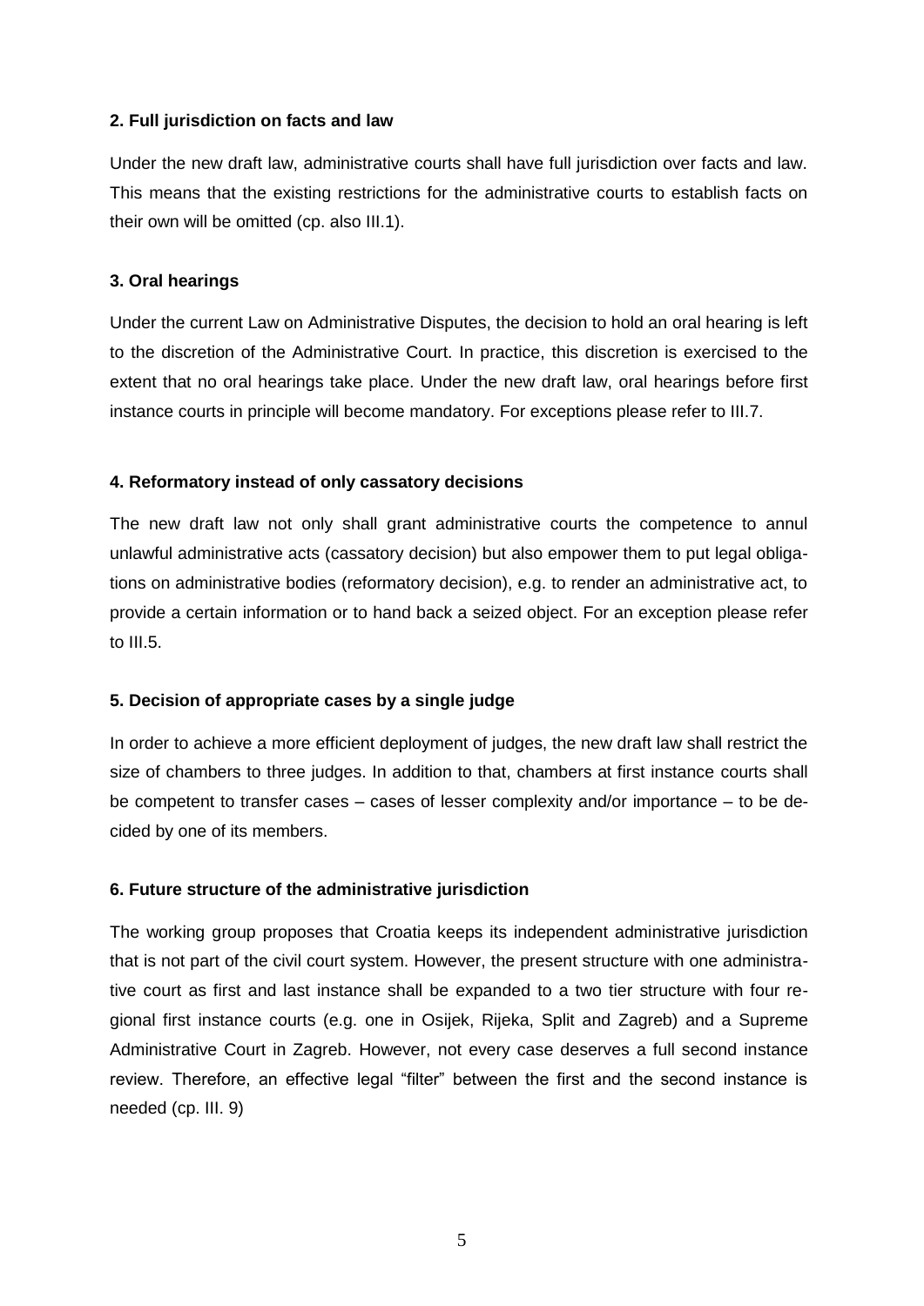### 2. Full jurisdiction on facts and law

Under the new draft law, administrative courts shall have full jurisdiction over facts and law. This means that the existing restrictions for the administrative courts to establish facts on their own will be omitted (cp. also III.1).

### 3. Oral hearings

Under the current Law on Administrative Disputes, the decision to hold an oral hearing is left to the discretion of the Administrative Court. In practice, this discretion is exercised to the extent that no oral hearings take place. Under the new draft law, oral hearings before first instance courts in principle will become mandatory. For exceptions please refer to III.7.

### 4. Reformatory instead of only cassatory decisions

The new draft law not only shall grant administrative courts the competence to annul unlawful administrative acts (cassatory decision) but also empower them to put legal obligations on administrative bodies (reformatory decision), e.g. to render an administrative act, to provide a certain information or to hand back a seized object. For an exception please refer to III.5.

### 5. Decision of appropriate cases by a single judge

In order to achieve a more efficient deployment of judges, the new draft law shall restrict the size of chambers to three judges. In addition to that, chambers at first instance courts shall be competent to transfer cases – cases of lesser complexity and/or importance – to be decided by one of its members.

### 6. Future structure of the administrative jurisdiction

The working group proposes that Croatia keeps its independent administrative jurisdiction that is not part of the civil court system. However, the present structure with one administrative court as first and last instance shall be expanded to a two tier structure with four regional first instance courts (e.g. one in Osijek, Rijeka, Split and Zagreb) and a Supreme Administrative Court in Zagreb. However, not every case deserves a full second instance review. Therefore, an effective legal "filter" between the first and the second instance is needed (cp. III. 9)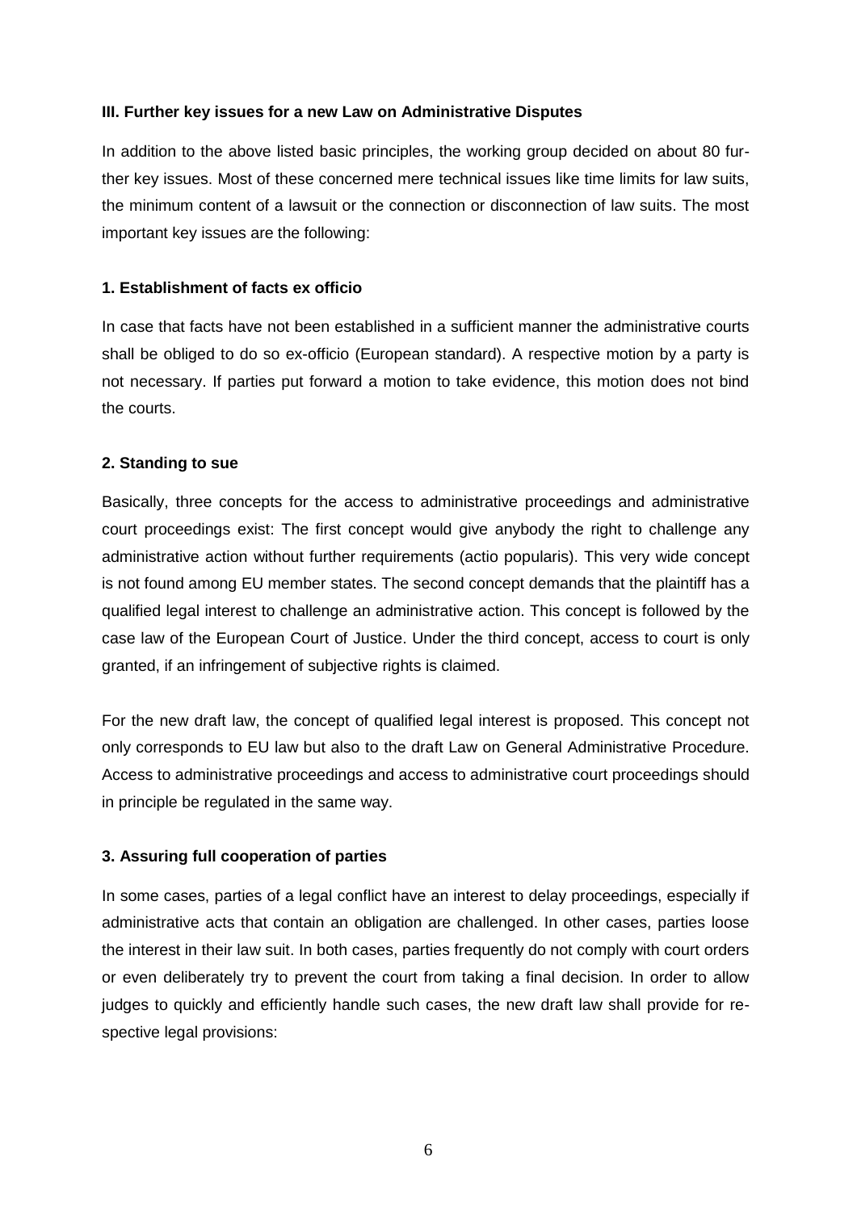### III. Further key issues for a new Law on Administrative Disputes

In addition to the above listed basic principles, the working group decided on about 80 further key issues. Most of these concerned mere technical issues like time limits for law suits, the minimum content of a lawsuit or the connection or disconnection of law suits. The most important key issues are the following:

#### 1. Establishment of facts ex officio

In case that facts have not been established in a sufficient manner the administrative courts shall be obliged to do so ex-officio (European standard). A respective motion by a party is not necessary. If parties put forward a motion to take evidence, this motion does not bind the courts.

#### 2. Standing to sue

Basically, three concepts for the access to administrative proceedings and administrative court proceedings exist: The first concept would give anybody the right to challenge any administrative action without further requirements (actio popularis). This very wide concept is not found among EU member states. The second concept demands that the plaintiff has a qualified legal interest to challenge an administrative action. This concept is followed by the case law of the European Court of Justice. Under the third concept, access to court is only granted, if an infringement of subjective rights is claimed.

For the new draft law, the concept of qualified legal interest is proposed. This concept not only corresponds to EU law but also to the draft Law on General Administrative Procedure. Access to administrative proceedings and access to administrative court proceedings should in principle be regulated in the same way.

#### 3. Assuring full cooperation of parties

In some cases, parties of a legal conflict have an interest to delay proceedings, especially if administrative acts that contain an obligation are challenged. In other cases, parties loose the interest in their law suit. In both cases, parties frequently do not comply with court orders or even deliberately try to prevent the court from taking a final decision. In order to allow judges to quickly and efficiently handle such cases, the new draft law shall provide for respective legal provisions: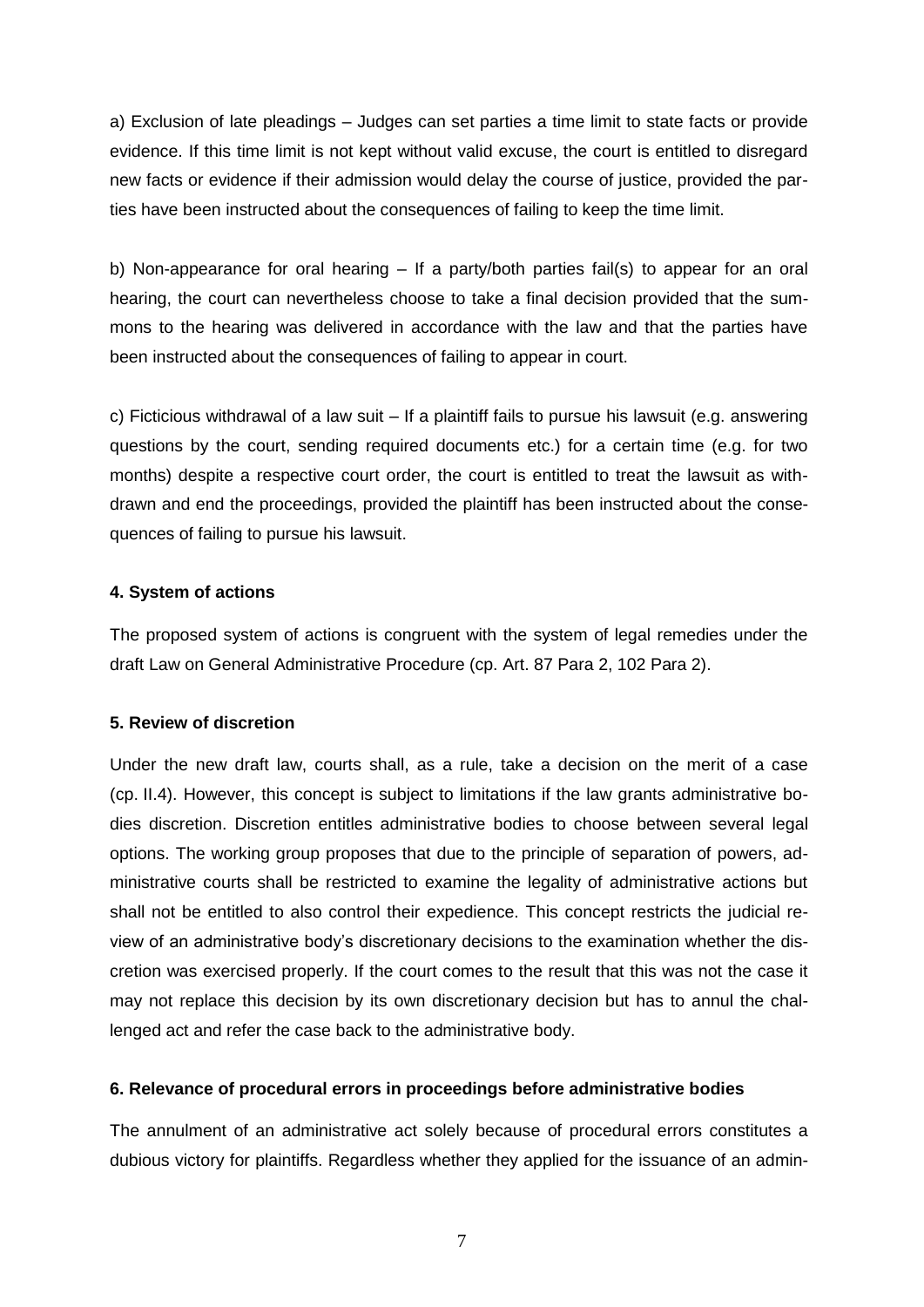a) Exclusion of late pleadings – Judges can set parties a time limit to state facts or provide evidence. If this time limit is not kept without valid excuse, the court is entitled to disregard new facts or evidence if their admission would delay the course of justice, provided the parties have been instructed about the consequences of failing to keep the time limit.

b) Non-appearance for oral hearing – If a party/both parties fail(s) to appear for an oral hearing, the court can nevertheless choose to take a final decision provided that the summons to the hearing was delivered in accordance with the law and that the parties have been instructed about the consequences of failing to appear in court.

c) Ficticious withdrawal of a law suit – If a plaintiff fails to pursue his lawsuit (e.g. answering questions by the court, sending required documents etc.) for a certain time (e.g. for two months) despite a respective court order, the court is entitled to treat the lawsuit as withdrawn and end the proceedings, provided the plaintiff has been instructed about the consequences of failing to pursue his lawsuit.

#### 4. System of actions

The proposed system of actions is congruent with the system of legal remedies under the draft Law on General Administrative Procedure (cp. Art. 87 Para 2, 102 Para 2).

#### 5. Review of discretion

Under the new draft law, courts shall, as a rule, take a decision on the merit of a case (cp. II.4). However, this concept is subject to limitations if the law grants administrative bodies discretion. Discretion entitles administrative bodies to choose between several legal options. The working group proposes that due to the principle of separation of powers, administrative courts shall be restricted to examine the legality of administrative actions but shall not be entitled to also control their expedience. This concept restricts the judicial review of an administrative body's discretionary decisions to the examination whether the discretion was exercised properly. If the court comes to the result that this was not the case it may not replace this decision by its own discretionary decision but has to annul the challenged act and refer the case back to the administrative body.

#### 6. Relevance of procedural errors in proceedings before administrative bodies

The annulment of an administrative act solely because of procedural errors constitutes a dubious victory for plaintiffs. Regardless whether they applied for the issuance of an admin-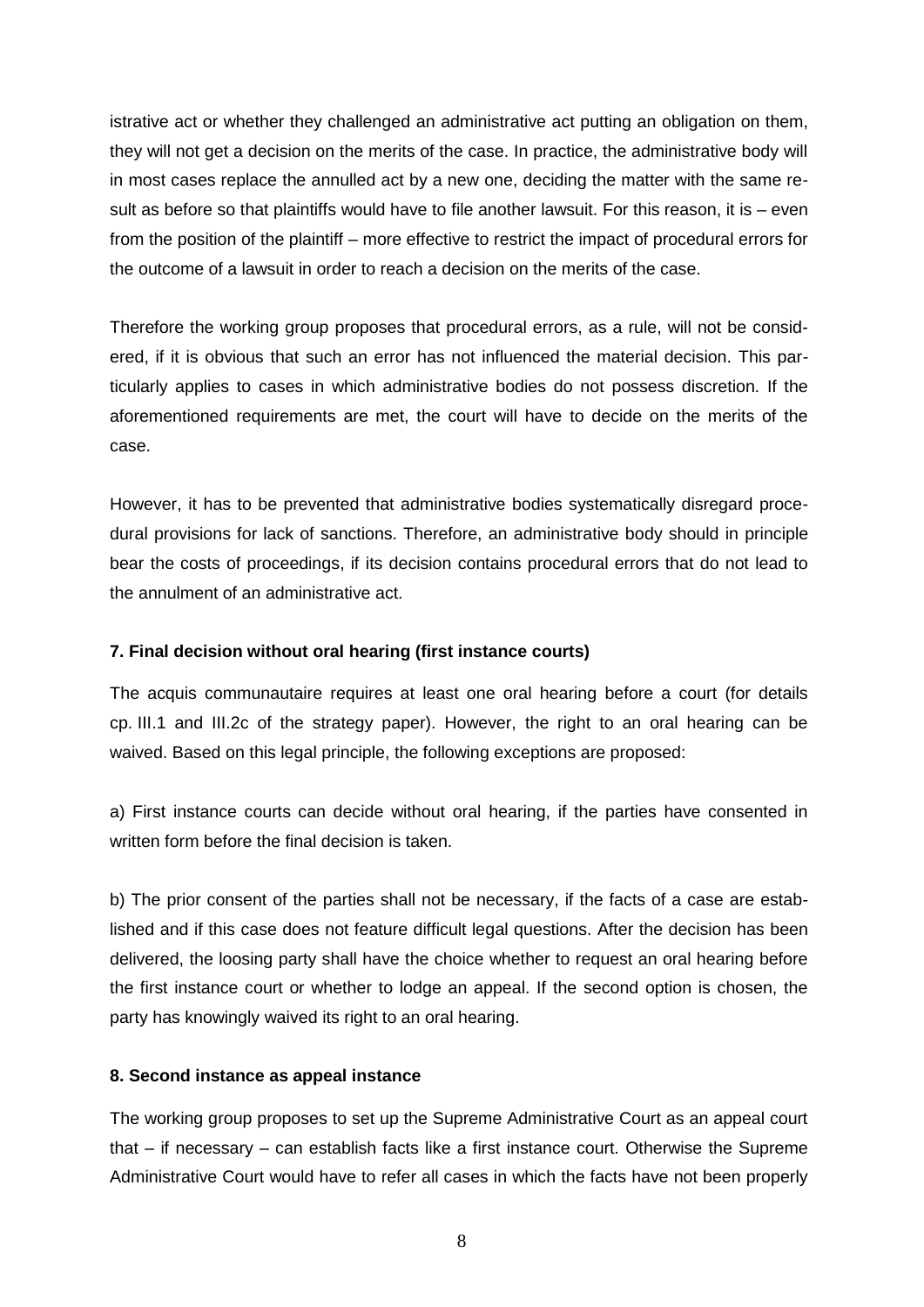istrative act or whether they challenged an administrative act putting an obligation on them, they will not get a decision on the merits of the case. In practice, the administrative body will in most cases replace the annulled act by a new one, deciding the matter with the same result as before so that plaintiffs would have to file another lawsuit. For this reason, it is – even from the position of the plaintiff – more effective to restrict the impact of procedural errors for the outcome of a lawsuit in order to reach a decision on the merits of the case.

Therefore the working group proposes that procedural errors, as a rule, will not be considered, if it is obvious that such an error has not influenced the material decision. This particularly applies to cases in which administrative bodies do not possess discretion. If the aforementioned requirements are met, the court will have to decide on the merits of the case.

However, it has to be prevented that administrative bodies systematically disregard procedural provisions for lack of sanctions. Therefore, an administrative body should in principle bear the costs of proceedings, if its decision contains procedural errors that do not lead to the annulment of an administrative act.

**7. Final decision without oral hearing (first instance courts)**

The acquis communautaire requires at least one oral hearing before a court (for details cp. III.1 and III.2c of the strategy paper). However, the right to an oral hearing can be waived. Based on this legal principle, the following exceptions are proposed:

a) First instance courts can decide without oral hearing, if the parties have consented in written form before the final decision is taken.

b) The prior consent of the parties shall not be necessary, if the facts of a case are established and if this case does not feature difficult legal questions. After the decision has been delivered, the loosing party shall have the choice whether to request an oral hearing before the first instance court or whether to lodge an appeal. If the second option is chosen, the party has knowingly waived its right to an oral hearing.

**8. Second instance as appeal instance**

The working group proposes to set up the Supreme Administrative Court as an appeal court that – if necessary – can establish facts like a first instance court. Otherwise the Supreme Administrative Court would have to refer all cases in which the facts have not been properly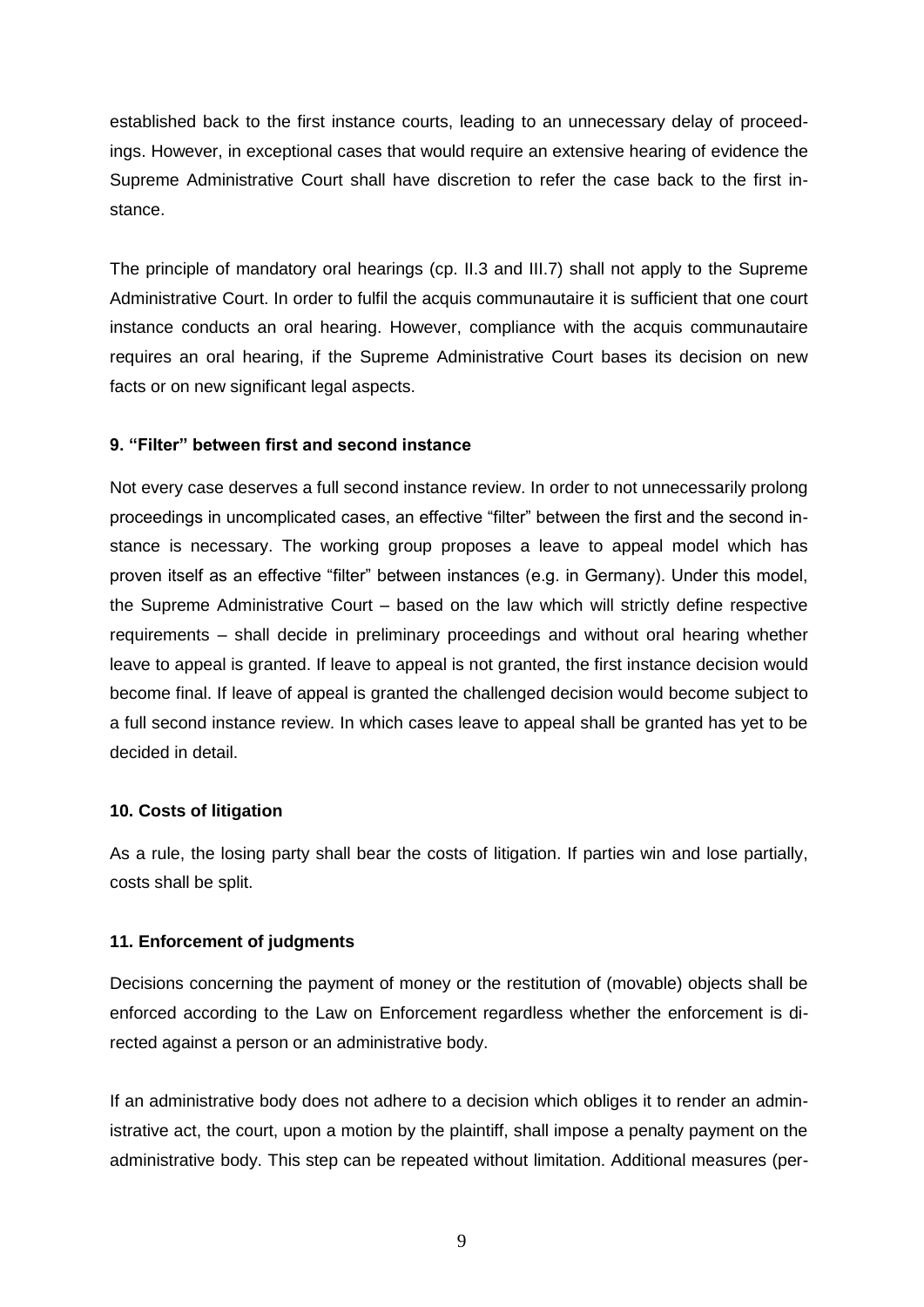established back to the first instance courts, leading to an unnecessary delay of proceedings. However, in exceptional cases that would require an extensive hearing of evidence the Supreme Administrative Court shall have discretion to refer the case back to the first instance.

The principle of mandatory oral hearings (cp. II.3 and III.7) shall not apply to the Supreme Administrative Court. In order to fulfil the acquis communautaire it is sufficient that one court instance conducts an oral hearing. However, compliance with the acquis communautaire requires an oral hearing, if the Supreme Administrative Court bases its decision on new facts or on new significant legal aspects.

**9. "Filter" between first and second instance**

Not every case deserves a full second instance review. In order to not unnecessarily prolong proceedings in uncomplicated cases, an effective "filter" between the first and the second instance is necessary. The working group proposes a leave to appeal model which has proven itself as an effective "filter" between instances (e.g. in Germany). Under this model, the Supreme Administrative Court – based on the law which will strictly define respective requirements – shall decide in preliminary proceedings and without oral hearing whether leave to appeal is granted. If leave to appeal is not granted, the first instance decision would become final. If leave of appeal is granted the challenged decision would become subject to a full second instance review. In which cases leave to appeal shall be granted has yet to be decided in detail.

**10. Costs of litigation**

As a rule, the losing party shall bear the costs of litigation. If parties win and lose partially, costs shall be split.

**11. Enforcement of judgments**

Decisions concerning the payment of money or the restitution of (movable) objects shall be enforced according to the Law on Enforcement regardless whether the enforcement is directed against a person or an administrative body.

If an administrative body does not adhere to a decision which obliges it to render an administrative act, the court, upon a motion by the plaintiff, shall impose a penalty payment on the administrative body. This step can be repeated without limitation. Additional measures (per-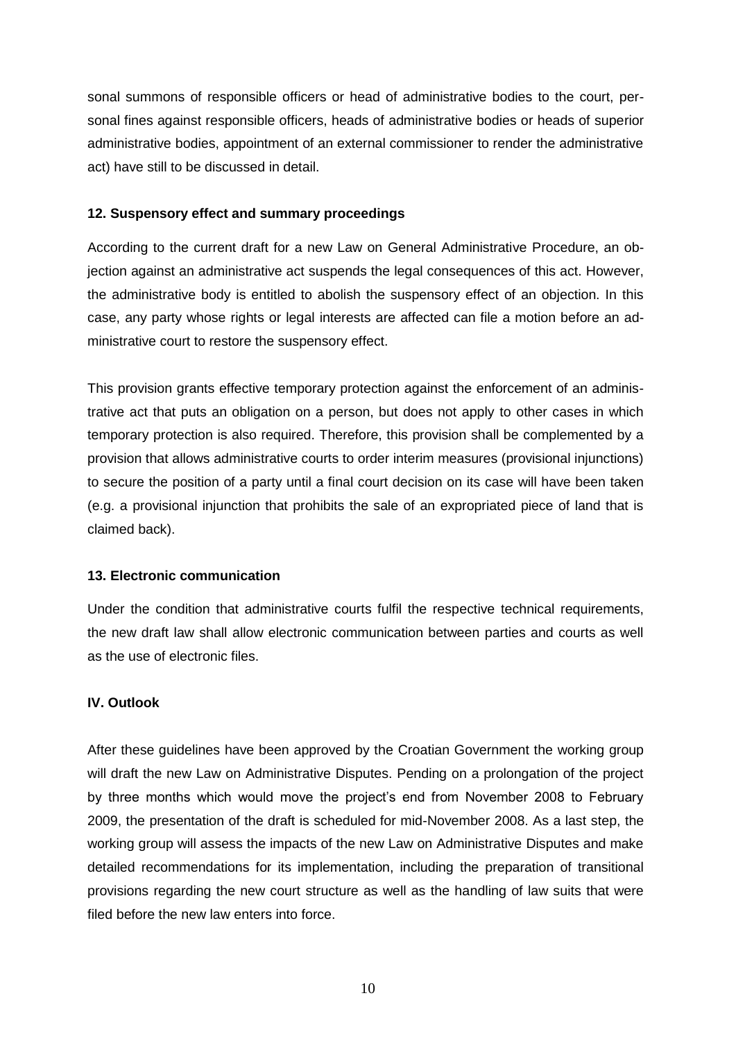sonal summons of responsible officers or head of administrative bodies to the court, personal fines against responsible officers, heads of administrative bodies or heads of superior administrative bodies, appointment of an external commissioner to render the administrative act) have still to be discussed in detail.

### 12. Suspensory effect and summary proceedings

According to the current draft for a new Law on General Administrative Procedure, an objection against an administrative act suspends the legal consequences of this act. However, the administrative body is entitled to abolish the suspensory effect of an objection. In this case, any party whose rights or legal interests are affected can file a motion before an administrative court to restore the suspensory effect.

This provision grants effective temporary protection against the enforcement of an administrative act that puts an obligation on a person, but does not apply to other cases in which temporary protection is also required. Therefore, this provision shall be complemented by a provision that allows administrative courts to order interim measures (provisional injunctions) to secure the position of a party until a final court decision on its case will have been taken (e.g. a provisional injunction that prohibits the sale of an expropriated piece of land that is claimed back).

### 13. Electronic communication

Under the condition that administrative courts fulfil the respective technical requirements, the new draft law shall allow electronic communication between parties and courts as well as the use of electronic files.

## IV. Outlook

After these guidelines have been approved by the Croatian Government the working group will draft the new Law on Administrative Disputes. Pending on a prolongation of the project by three months which would move the project's end from November 2008 to February 2009, the presentation of the draft is scheduled for mid-November 2008. As a last step, the working group will assess the impacts of the new Law on Administrative Disputes and make detailed recommendations for its implementation, including the preparation of transitional provisions regarding the new court structure as well as the handling of law suits that were filed before the new law enters into force.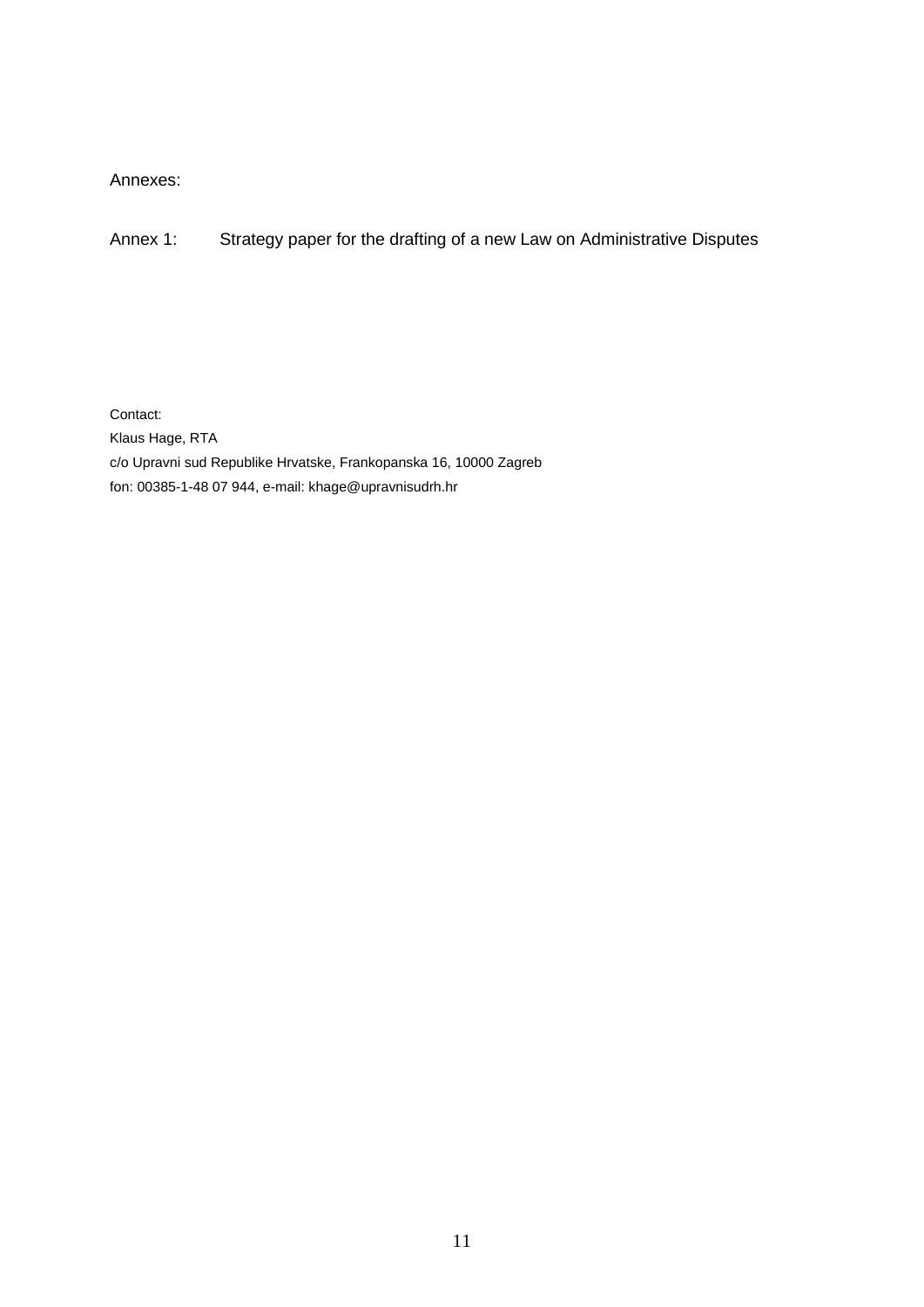Annexes:

Annex 1: Strategy paper for the drafting of a new Law on Administrative Disputes

Contact:
Klaus Hage, RTA
c/o Upravni sud Republike Hrvatske, Frankopanska 16, 10000 Zagreb
fon: 00385-1-48 07 944, e-mail: khage@upravnisudrh.hr